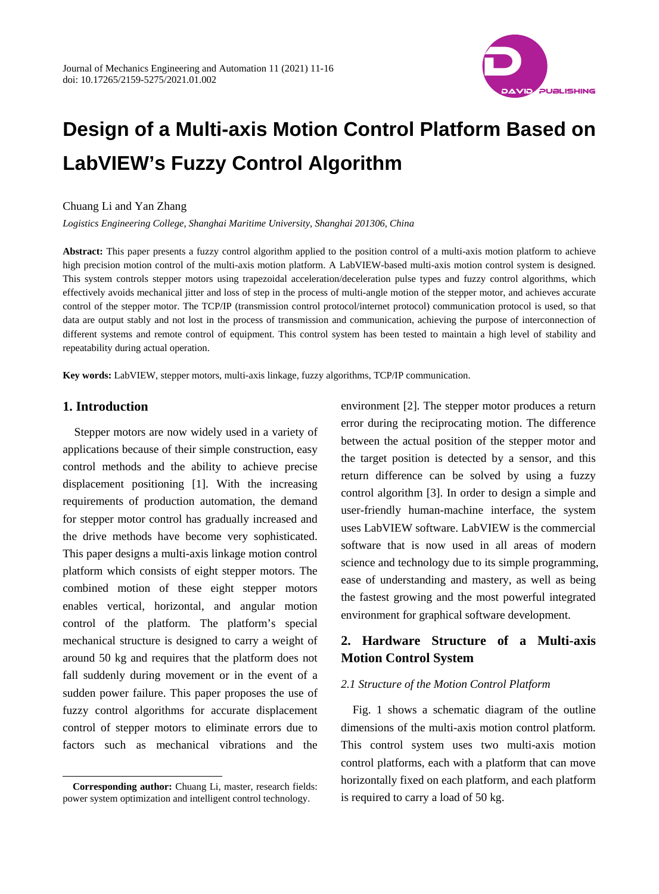# Design of a Multi-axis Motion Control Platform Based on LabVIEW's Fuzzy Control Algorithm

Chuang Li and Yan Zhang

*Logistics Engineering College, Shanghai Maritime University, Shanghai 201306, China*

**Abstract:** This paper presents a fuzzy control algorithm applied to the position control of a multi-axis motion platform to achieve high precision motion control of the multi-axis motion platform. A LabVIEW-based multi-axis motion control system is designed. This system controls stepper motors using trapezoidal acceleration/deceleration pulse types and fuzzy control algorithms, which effectively avoids mechanical jitter and loss of step in the process of multi-angle motion of the stepper motor, and achieves accurate control of the stepper motor. The TCP/IP (transmission control protocol/internet protocol) communication protocol is used, so that data are output stably and not lost in the process of transmission and communication, achieving the purpose of interconnection of different systems and remote control of equipment. This control system has been tested to maintain a high level of stability and repeatability during actual operation.

**Key words:** LabVIEW, stepper motors, multi-axis linkage, fuzzy algorithms, TCP/IP communication.

## 1. Introduction

Stepper motors are now widely used in a variety of applications because of their simple construction, easy control methods and the ability to achieve precise displacement positioning [1]. With the increasing requirements of production automation, the demand for stepper motor control has gradually increased and the drive methods have become very sophisticated. This paper designs a multi-axis linkage motion control platform which consists of eight stepper motors. The combined motion of these eight stepper motors enables vertical, horizontal, and angular motion control of the platform. The platform's special mechanical structure is designed to carry a weight of around 50 kg and requires that the platform does not fall suddenly during movement or in the event of a sudden power failure. This paper proposes the use of fuzzy control algorithms for accurate displacement control of stepper motors to eliminate errors due to factors such as mechanical vibrations and the environment [2]. The stepper motor produces a return error during the reciprocating motion. The difference between the actual position of the stepper motor and the target position is detected by a sensor, and this return difference can be solved by using a fuzzy control algorithm [3]. In order to design a simple and user-friendly human-machine interface, the system uses LabVIEW software. LabVIEW is the commercial software that is now used in all areas of modern science and technology due to its simple programming, ease of understanding and mastery, as well as being the fastest growing and the most powerful integrated environment for graphical software development.

## 2. Hardware Structure of a Multi-axis Motion Control System

### *2.1 Structure of the Motion Control Platform*

Fig. 1 shows a schematic diagram of the outline dimensions of the multi-axis motion control platform. This control system uses two multi-axis motion control platforms, each with a platform that can move horizontally fixed on each platform, and each platform is required to carry a load of 50 kg.

---

**Corresponding author:** Chuang Li, master, research fields: power system optimization and intelligent control technology.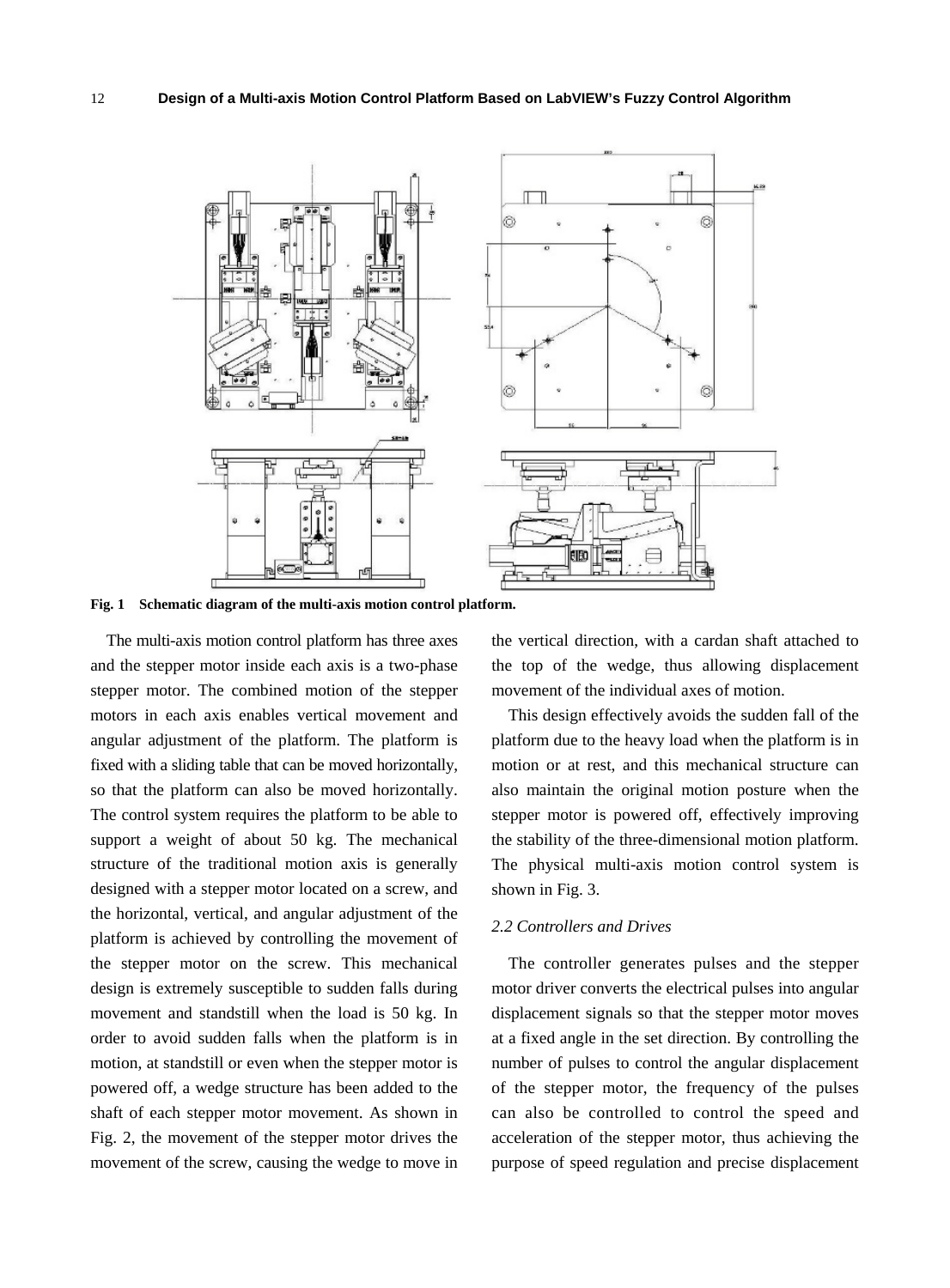Fig. 1 Schematic diagram of the multi-axis motion control platform.

The multi-axis motion control platform has three axes and the stepper motor inside each axis is a two-phase stepper motor. The combined motion of the stepper motors in each axis enables vertical movement and angular adjustment of the platform. The platform is fixed with a sliding table that can be moved horizontally, so that the platform can also be moved horizontally. The control system requires the platform to be able to support a weight of about 50 kg. The mechanical structure of the traditional motion axis is generally designed with a stepper motor located on a screw, and the horizontal, vertical, and angular adjustment of the platform is achieved by controlling the movement of the stepper motor on the screw. This mechanical design is extremely susceptible to sudden falls during movement and standstill when the load is 50 kg. In order to avoid sudden falls when the platform is in motion, at standstill or even when the stepper motor is powered off, a wedge structure has been added to the shaft of each stepper motor movement. As shown in Fig. 2, the movement of the stepper motor drives the movement of the screw, causing the wedge to move in the vertical direction, with a cardan shaft attached to the top of the wedge, thus allowing displacement movement of the individual axes of motion.

This design effectively avoids the sudden fall of the platform due to the heavy load when the platform is in motion or at rest, and this mechanical structure can also maintain the original motion posture when the stepper motor is powered off, effectively improving the stability of the three-dimensional motion platform. The physical multi-axis motion control system is shown in Fig. 3.

### *2.2 Controllers and Drives*

The controller generates pulses and the stepper motor driver converts the electrical pulses into angular displacement signals so that the stepper motor moves at a fixed angle in the set direction. By controlling the number of pulses to control the angular displacement of the stepper motor, the frequency of the pulses can also be controlled to control the speed and acceleration of the stepper motor, thus achieving the purpose of speed regulation and precise displacement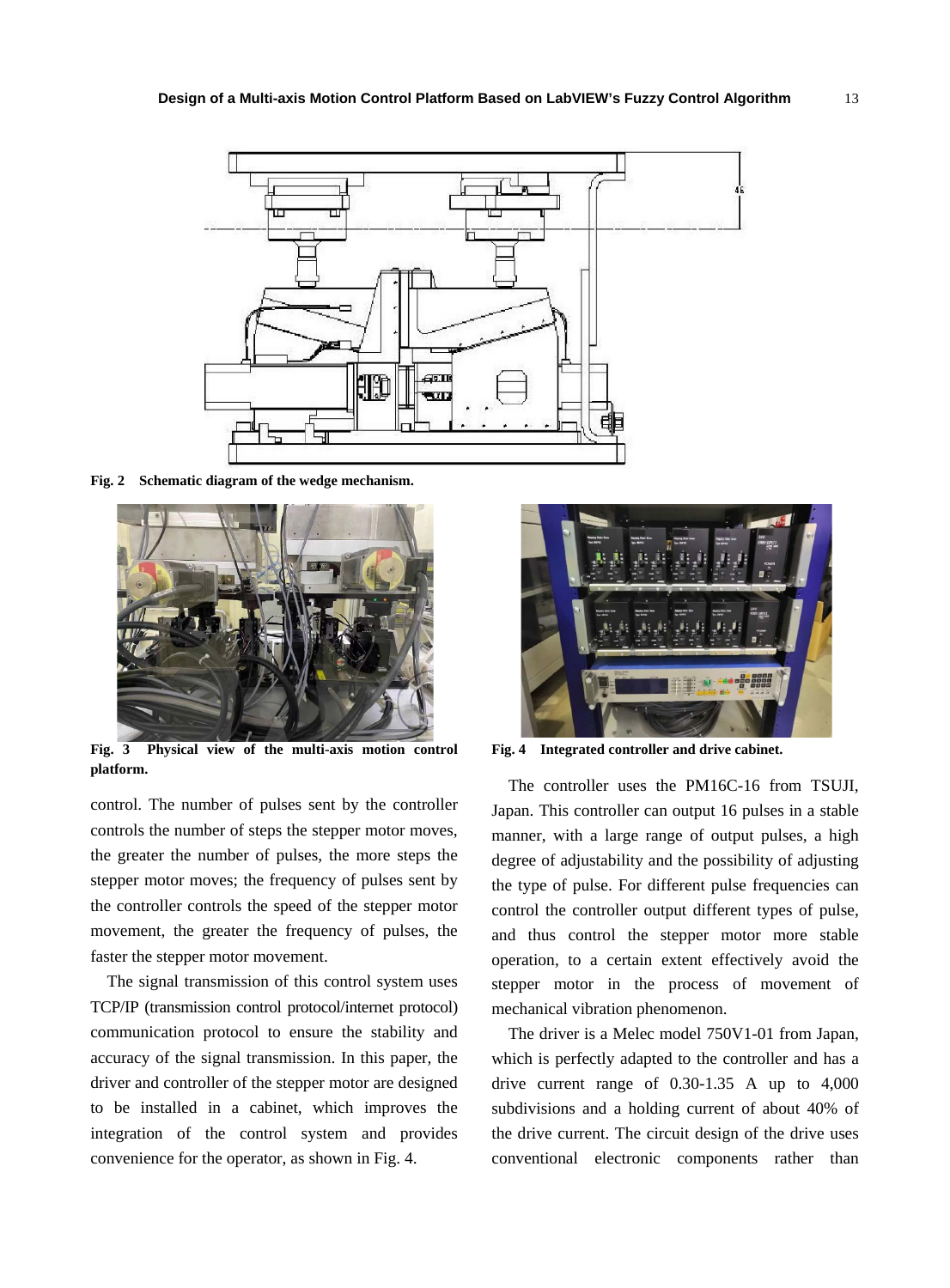Fig. 2 Schematic diagram of the wedge mechanism.

Fig. 3 Physical view of the multi-axis motion control platform.

Fig. 4 Integrated controller and drive cabinet.

control. The number of pulses sent by the controller controls the number of steps the stepper motor moves, the greater the number of pulses, the more steps the stepper motor moves; the frequency of pulses sent by the controller controls the speed of the stepper motor movement, the greater the frequency of pulses, the faster the stepper motor movement.

The signal transmission of this control system uses TCP/IP (transmission control protocol/internet protocol) communication protocol to ensure the stability and accuracy of the signal transmission. In this paper, the driver and controller of the stepper motor are designed to be installed in a cabinet, which improves the integration of the control system and provides convenience for the operator, as shown in Fig. 4.

The controller uses the PM16C-16 from TSUJI, Japan. This controller can output 16 pulses in a stable manner, with a large range of output pulses, a high degree of adjustability and the possibility of adjusting the type of pulse. For different pulse frequencies can control the controller output different types of pulse, and thus control the stepper motor more stable operation, to a certain extent effectively avoid the stepper motor in the process of movement of mechanical vibration phenomenon.

The driver is a Melec model 750V1-01 from Japan, which is perfectly adapted to the controller and has a drive current range of 0.30-1.35 A up to 4,000 subdivisions and a holding current of about 40% of the drive current. The circuit design of the drive uses conventional electronic components rather than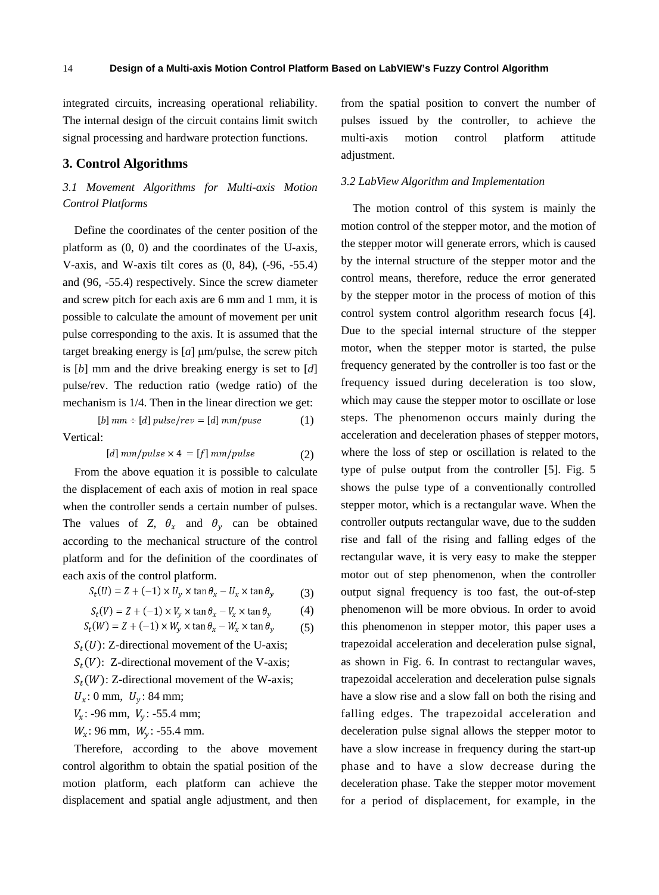integrated circuits, increasing operational reliability. The internal design of the circuit contains limit switch signal processing and hardware protection functions.

## 3. Control Algorithms

### *3.1 Movement Algorithms for Multi-axis Motion Control Platforms*

Define the coordinates of the center position of the platform as (0, 0) and the coordinates of the U-axis, V-axis, and W-axis tilt cores as (0, 84), (-96, -55.4) and (96, -55.4) respectively. Since the screw diameter and screw pitch for each axis are 6 mm and 1 mm, it is possible to calculate the amount of movement per unit pulse corresponding to the axis. It is assumed that the target breaking energy is [$a$] μm/pulse, the screw pitch is [$b$] mm and the drive breaking energy is set to [$d$] pulse/rev. The reduction ratio (wedge ratio) of the mechanism is 1/4. Then in the linear direction we get:

$$[b]\ mm \div [d]\ pulse/rev = [d]\ mm/puse \tag{1}$$

Vertical:

$$[d]\ mm/pulse \times 4\ = [f]\ mm/pulse \tag{2}$$

From the above equation it is possible to calculate the displacement of each axis of motion in real space when the controller sends a certain number of pulses. The values of $Z$, $\theta_x$ and $\theta_y$ can be obtained according to the mechanical structure of the control platform and for the definition of the coordinates of each axis of the control platform.

$$S_t(U) = Z + (-1) \times U_y \times \tan\theta_x - U_x \times \tan\theta_y \tag{3}$$

$$S_t(V) = Z + (-1) \times V_y \times \tan\theta_x - V_x \times \tan\theta_y \tag{4}$$

$$S_t(W) = Z + (-1) \times W_y \times \tan\theta_x - W_x \times \tan\theta_y \tag{5}$$

$S_t(U)$: Z-directional movement of the U-axis;

$S_t(V)$: Z-directional movement of the V-axis;

$S_t(W)$: Z-directional movement of the W-axis;

$U_x$: 0 mm, $U_y$: 84 mm;

$V_x$: -96 mm, $V_y$: -55.4 mm;

$W_x$: 96 mm, $W_y$: -55.4 mm.

Therefore, according to the above movement control algorithm to obtain the spatial position of the motion platform, each platform can achieve the displacement and spatial angle adjustment, and then from the spatial position to convert the number of pulses issued by the controller, to achieve the multi-axis motion control platform attitude adjustment.

### *3.2 LabView Algorithm and Implementation*

The motion control of this system is mainly the motion control of the stepper motor, and the motion of the stepper motor will generate errors, which is caused by the internal structure of the stepper motor and the control means, therefore, reduce the error generated by the stepper motor in the process of motion of this control system control algorithm research focus [4]. Due to the special internal structure of the stepper motor, when the stepper motor is started, the pulse frequency generated by the controller is too fast or the frequency issued during deceleration is too slow, which may cause the stepper motor to oscillate or lose steps. The phenomenon occurs mainly during the acceleration and deceleration phases of stepper motors, where the loss of step or oscillation is related to the type of pulse output from the controller [5]. Fig. 5 shows the pulse type of a conventionally controlled stepper motor, which is a rectangular wave. When the controller outputs rectangular wave, due to the sudden rise and fall of the rising and falling edges of the rectangular wave, it is very easy to make the stepper motor out of step phenomenon, when the controller output signal frequency is too fast, the out-of-step phenomenon will be more obvious. In order to avoid this phenomenon in stepper motor, this paper uses a trapezoidal acceleration and deceleration pulse signal, as shown in Fig. 6. In contrast to rectangular waves, trapezoidal acceleration and deceleration pulse signals have a slow rise and a slow fall on both the rising and falling edges. The trapezoidal acceleration and deceleration pulse signal allows the stepper motor to have a slow increase in frequency during the start-up phase and to have a slow decrease during the deceleration phase. Take the stepper motor movement for a period of displacement, for example, in the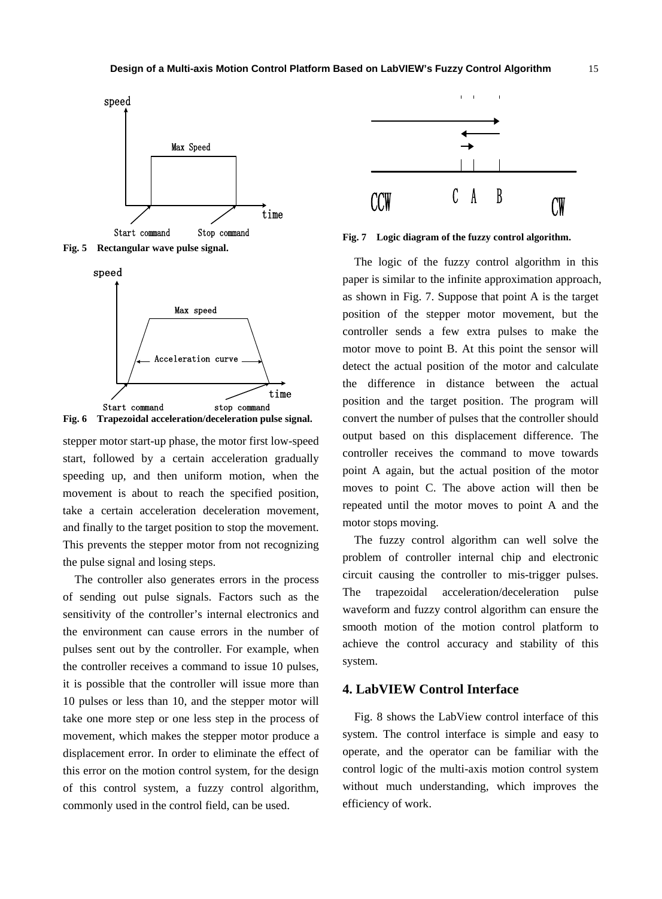Fig. 5 Rectangular wave pulse signal.

Fig. 6 Trapezoidal acceleration/deceleration pulse signal.

stepper motor start-up phase, the motor first low-speed start, followed by a certain acceleration gradually speeding up, and then uniform motion, when the movement is about to reach the specified position, take a certain acceleration deceleration movement, and finally to the target position to stop the movement. This prevents the stepper motor from not recognizing the pulse signal and losing steps.

The controller also generates errors in the process of sending out pulse signals. Factors such as the sensitivity of the controller's internal electronics and the environment can cause errors in the number of pulses sent out by the controller. For example, when the controller receives a command to issue 10 pulses, it is possible that the controller will issue more than 10 pulses or less than 10, and the stepper motor will take one more step or one less step in the process of movement, which makes the stepper motor produce a displacement error. In order to eliminate the effect of this error on the motion control system, for the design of this control system, a fuzzy control algorithm, commonly used in the control field, can be used.

Fig. 7 Logic diagram of the fuzzy control algorithm.

The logic of the fuzzy control algorithm in this paper is similar to the infinite approximation approach, as shown in Fig. 7. Suppose that point A is the target position of the stepper motor movement, but the controller sends a few extra pulses to make the motor move to point B. At this point the sensor will detect the actual position of the motor and calculate the difference in distance between the actual position and the target position. The program will convert the number of pulses that the controller should output based on this displacement difference. The controller receives the command to move towards point A again, but the actual position of the motor moves to point C. The above action will then be repeated until the motor moves to point A and the motor stops moving.

The fuzzy control algorithm can well solve the problem of controller internal chip and electronic circuit causing the controller to mis-trigger pulses. The trapezoidal acceleration/deceleration pulse waveform and fuzzy control algorithm can ensure the smooth motion of the motion control platform to achieve the control accuracy and stability of this system.

## 4. LabVIEW Control Interface

Fig. 8 shows the LabView control interface of this system. The control interface is simple and easy to operate, and the operator can be familiar with the control logic of the multi-axis motion control system without much understanding, which improves the efficiency of work.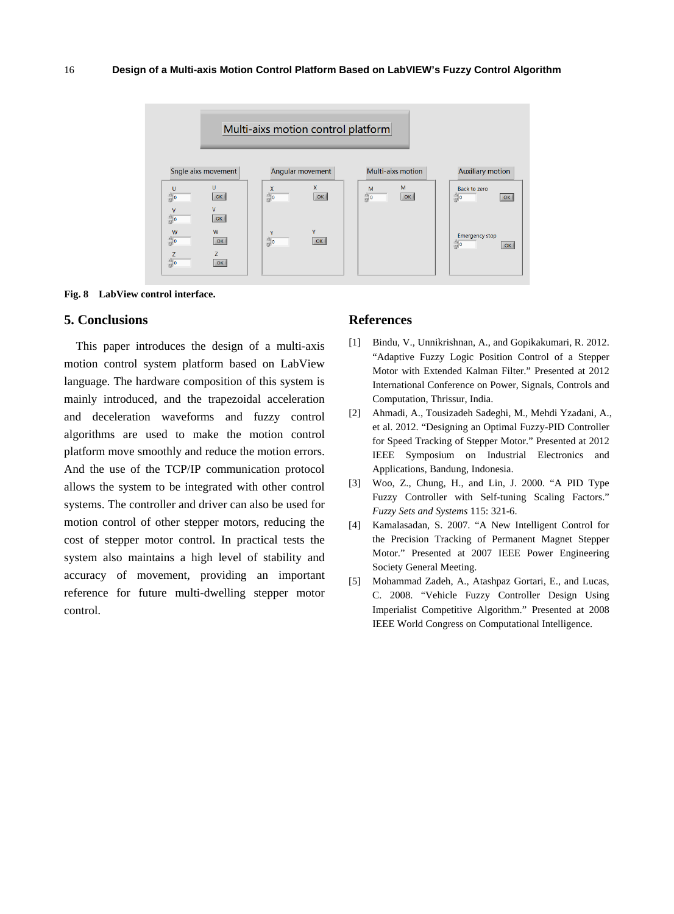Multi-aixs motion control platform

Sngle aixs movement

U

U OK

V

V OK

W

W OK

Z

Z OK

Angular movement

X

X OK

Y

Y OK

Multi-aixs motion

M

M OK

Auxiliary motion

Back to zero

OK

Emergency stop

OK

**Fig. 8 LabView control interface.**

## 5. Conclusions

This paper introduces the design of a multi-axis motion control system platform based on LabView language. The hardware composition of this system is mainly introduced, and the trapezoidal acceleration and deceleration waveforms and fuzzy control algorithms are used to make the motion control platform move smoothly and reduce the motion errors. And the use of the TCP/IP communication protocol allows the system to be integrated with other control systems. The controller and driver can also be used for motion control of other stepper motors, reducing the cost of stepper motor control. In practical tests the system also maintains a high level of stability and accuracy of movement, providing an important reference for future multi-dwelling stepper motor control.

## References

[1] Bindu, V., Unnikrishnan, A., and Gopikakumari, R. 2012. "Adaptive Fuzzy Logic Position Control of a Stepper Motor with Extended Kalman Filter." Presented at 2012 International Conference on Power, Signals, Controls and Computation, Thrissur, India.

[2] Ahmadi, A., Tousizadeh Sadeghi, M., Mehdi Yzadani, A., et al. 2012. "Designing an Optimal Fuzzy-PID Controller for Speed Tracking of Stepper Motor." Presented at 2012 IEEE Symposium on Industrial Electronics and Applications, Bandung, Indonesia.

[3] Woo, Z., Chung, H., and Lin, J. 2000. "A PID Type Fuzzy Controller with Self-tuning Scaling Factors." *Fuzzy Sets and Systems* 115: 321-6.

[4] Kamalasadan, S. 2007. "A New Intelligent Control for the Precision Tracking of Permanent Magnet Stepper Motor." Presented at 2007 IEEE Power Engineering Society General Meeting.

[5] Mohammad Zadeh, A., Atashpaz Gortari, E., and Lucas, C. 2008. "Vehicle Fuzzy Controller Design Using Imperialist Competitive Algorithm." Presented at 2008 IEEE World Congress on Computational Intelligence.